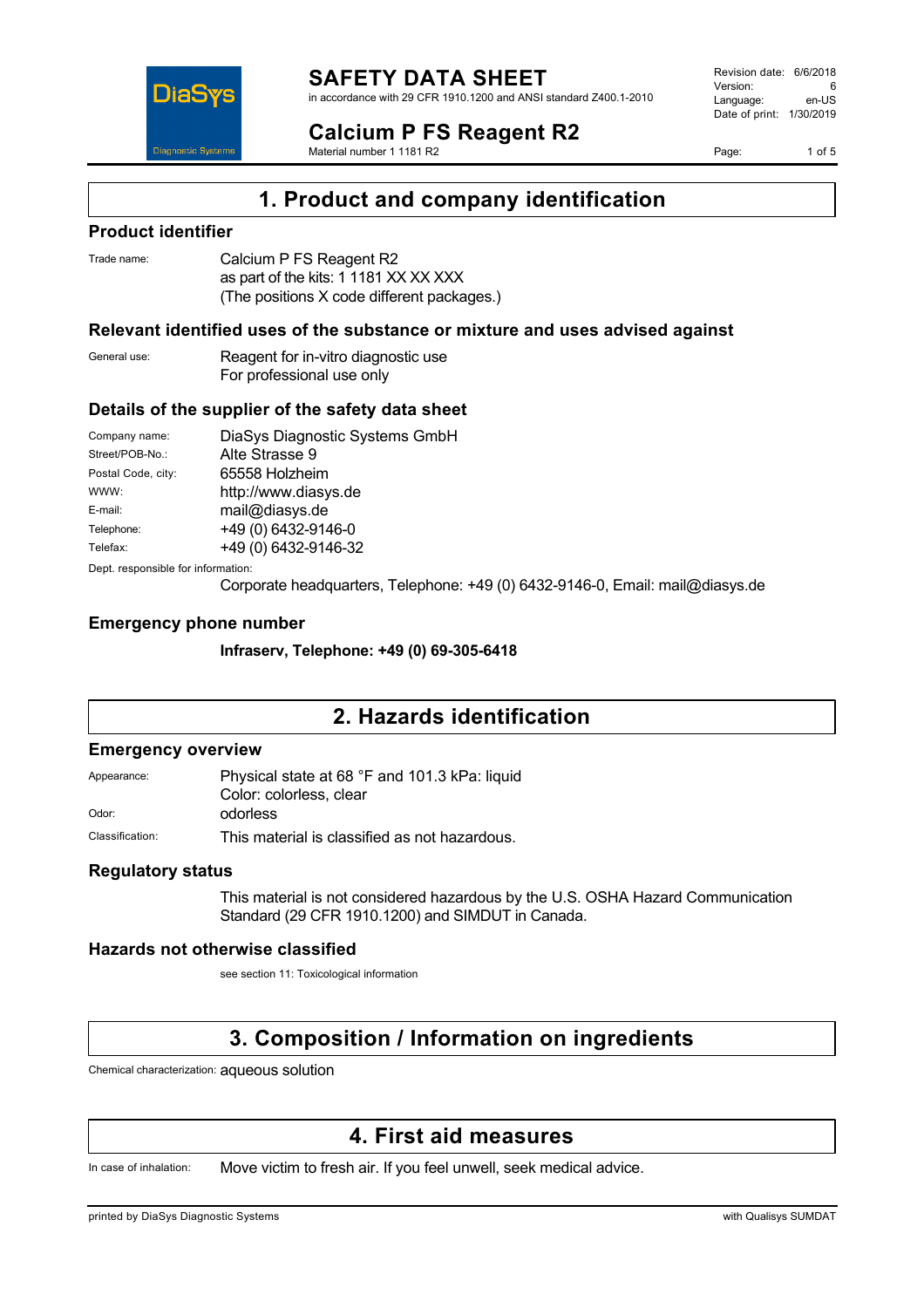# SAFETY DATA SHEET

in accordance with 29 CFR 1910.1200 and ANSI standard Z400.1-2010

Revision date: 6/6/2018
Version: 6
Language: en-US
Date of print: 1/30/2019

## Calcium P FS Reagent R2

Material number 1 1181 R2

## 1. Product and company identification

### Product identifier

Trade name: Calcium P FS Reagent R2
as part of the kits: 1 1181 XX XX XXX
(The positions X code different packages.)

### Relevant identified uses of the substance or mixture and uses advised against

General use: Reagent for in-vitro diagnostic use
For professional use only

### Details of the supplier of the safety data sheet

| | |
|---|---|
| Company name: | DiaSys Diagnostic Systems GmbH |
| Street/POB-No.: | Alte Strasse 9 |
| Postal Code, city: | 65558 Holzheim |
| WWW: | http://www.diasys.de |
| E-mail: | mail@diasys.de |
| Telephone: | +49 (0) 6432-9146-0 |
| Telefax: | +49 (0) 6432-9146-32 |

Dept. responsible for information:
Corporate headquarters, Telephone: +49 (0) 6432-9146-0, Email: mail@diasys.de

### Emergency phone number

**Infraserv, Telephone: +49 (0) 69-305-6418**

## 2. Hazards identification

### Emergency overview

Appearance: Physical state at 68 °F and 101.3 kPa: liquid
Color: colorless, clear

Odor: odorless

Classification: This material is classified as not hazardous.

### Regulatory status

This material is not considered hazardous by the U.S. OSHA Hazard Communication Standard (29 CFR 1910.1200) and SIMDUT in Canada.

### Hazards not otherwise classified

see section 11: Toxicological information

## 3. Composition / Information on ingredients

Chemical characterization: aqueous solution

## 4. First aid measures

In case of inhalation: Move victim to fresh air. If you feel unwell, seek medical advice.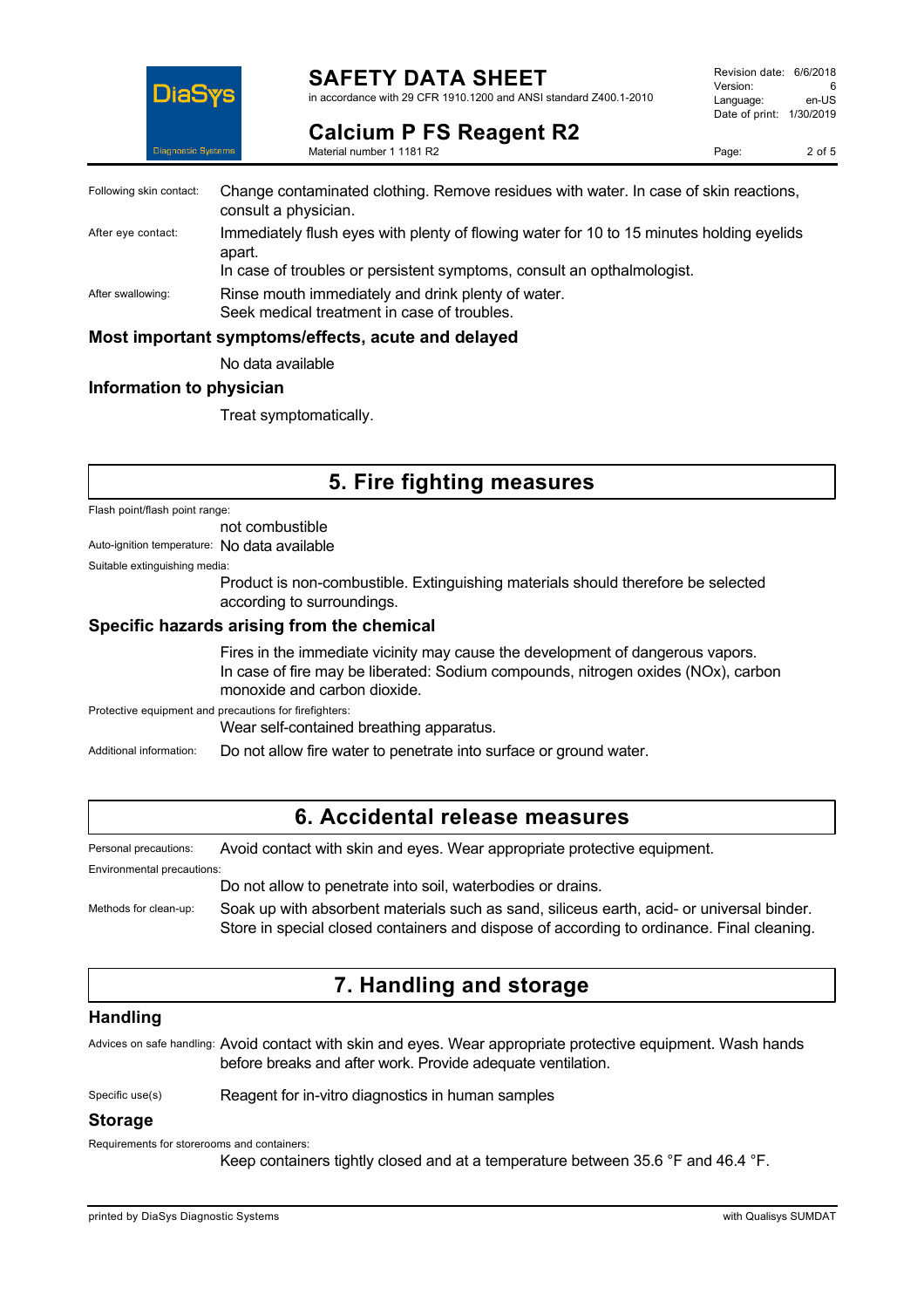Following skin contact: Change contaminated clothing. Remove residues with water. In case of skin reactions, consult a physician.

After eye contact: Immediately flush eyes with plenty of flowing water for 10 to 15 minutes holding eyelids apart.
In case of troubles or persistent symptoms, consult an opthalmologist.

After swallowing: Rinse mouth immediately and drink plenty of water.
Seek medical treatment in case of troubles.

### Most important symptoms/effects, acute and delayed

No data available

### Information to physician

Treat symptomatically.

## 5. Fire fighting measures

Flash point/flash point range:
not combustible

Auto-ignition temperature: No data available

Suitable extinguishing media:
Product is non-combustible. Extinguishing materials should therefore be selected according to surroundings.

### Specific hazards arising from the chemical

Fires in the immediate vicinity may cause the development of dangerous vapors.
In case of fire may be liberated: Sodium compounds, nitrogen oxides (NOx), carbon monoxide and carbon dioxide.

Protective equipment and precautions for firefighters:
Wear self-contained breathing apparatus.

Additional information: Do not allow fire water to penetrate into surface or ground water.

## 6. Accidental release measures

Personal precautions: Avoid contact with skin and eyes. Wear appropriate protective equipment.

Environmental precautions:
Do not allow to penetrate into soil, waterbodies or drains.

Methods for clean-up: Soak up with absorbent materials such as sand, siliceus earth, acid- or universal binder. Store in special closed containers and dispose of according to ordinance. Final cleaning.

## 7. Handling and storage

### Handling

Advices on safe handling: Avoid contact with skin and eyes. Wear appropriate protective equipment. Wash hands before breaks and after work. Provide adequate ventilation.

Specific use(s) Reagent for in-vitro diagnostics in human samples

### Storage

Requirements for storerooms and containers:
Keep containers tightly closed and at a temperature between 35.6 °F and 46.4 °F.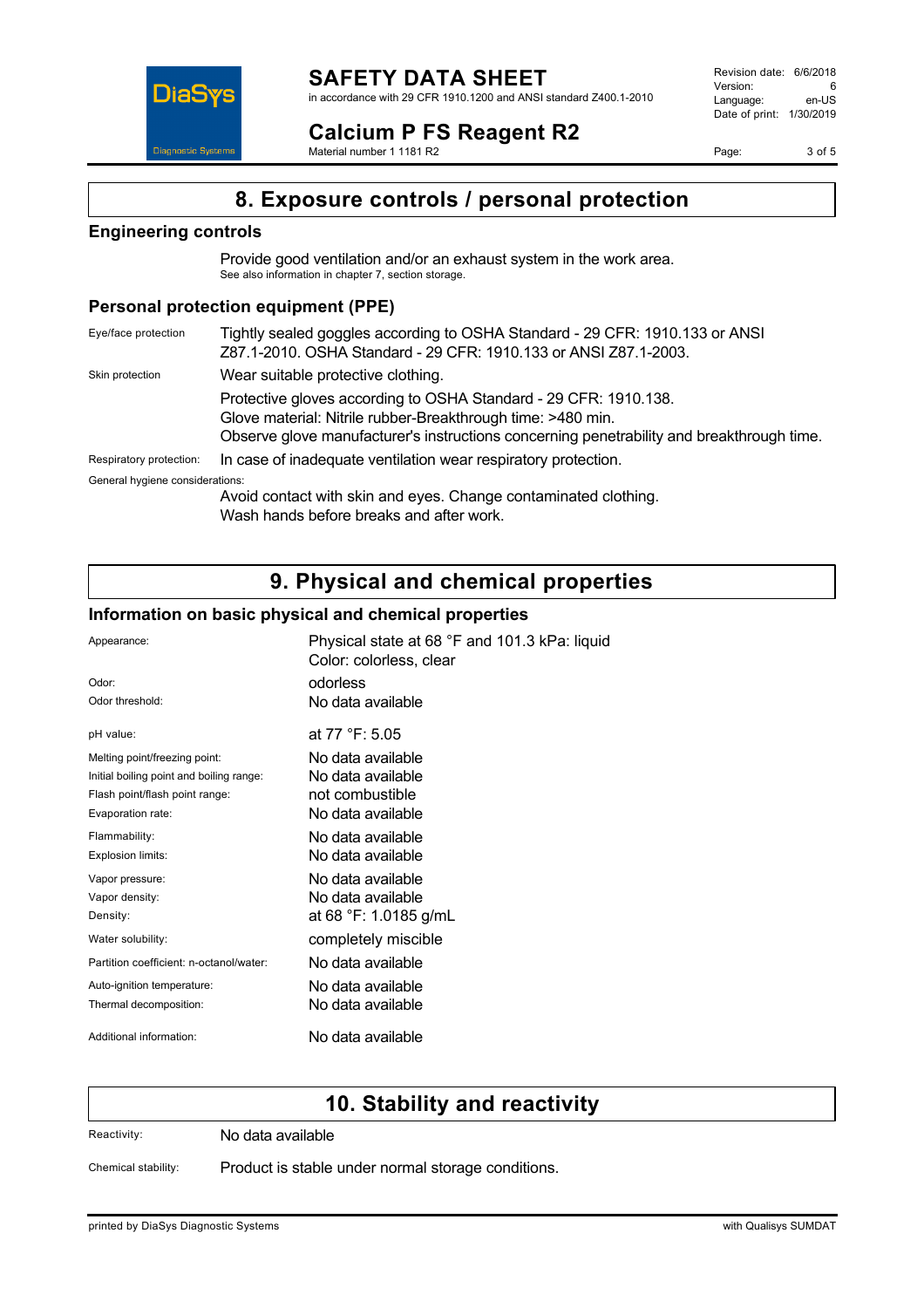# 8. Exposure controls / personal protection

### Engineering controls

Provide good ventilation and/or an exhaust system in the work area.
See also information in chapter 7, section storage.

### Personal protection equipment (PPE)

| | |
|---|---|
| Eye/face protection | Tightly sealed goggles according to OSHA Standard - 29 CFR: 1910.133 or ANSI Z87.1-2010. OSHA Standard - 29 CFR: 1910.133 or ANSI Z87.1-2003. |
| Skin protection | Wear suitable protective clothing. |
| | Protective gloves according to OSHA Standard - 29 CFR: 1910.138.<br>Glove material: Nitrile rubber-Breakthrough time: >480 min.<br>Observe glove manufacturer's instructions concerning penetrability and breakthrough time. |
| Respiratory protection: | In case of inadequate ventilation wear respiratory protection. |

General hygiene considerations:

Avoid contact with skin and eyes. Change contaminated clothing.
Wash hands before breaks and after work.

# 9. Physical and chemical properties

### Information on basic physical and chemical properties

| | |
|---|---|
| Appearance: | Physical state at 68 °F and 101.3 kPa: liquid<br>Color: colorless, clear |
| Odor: | odorless |
| Odor threshold: | No data available |
| pH value: | at 77 °F: 5.05 |
| Melting point/freezing point: | No data available |
| Initial boiling point and boiling range: | No data available |
| Flash point/flash point range: | not combustible |
| Evaporation rate: | No data available |
| Flammability: | No data available |
| Explosion limits: | No data available |
| Vapor pressure: | No data available |
| Vapor density: | No data available |
| Density: | at 68 °F: 1.0185 g/mL |
| Water solubility: | completely miscible |
| Partition coefficient: n-octanol/water: | No data available |
| Auto-ignition temperature: | No data available |
| Thermal decomposition: | No data available |
| Additional information: | No data available |

# 10. Stability and reactivity

| | |
|---|---|
| Reactivity: | No data available |
| Chemical stability: | Product is stable under normal storage conditions. |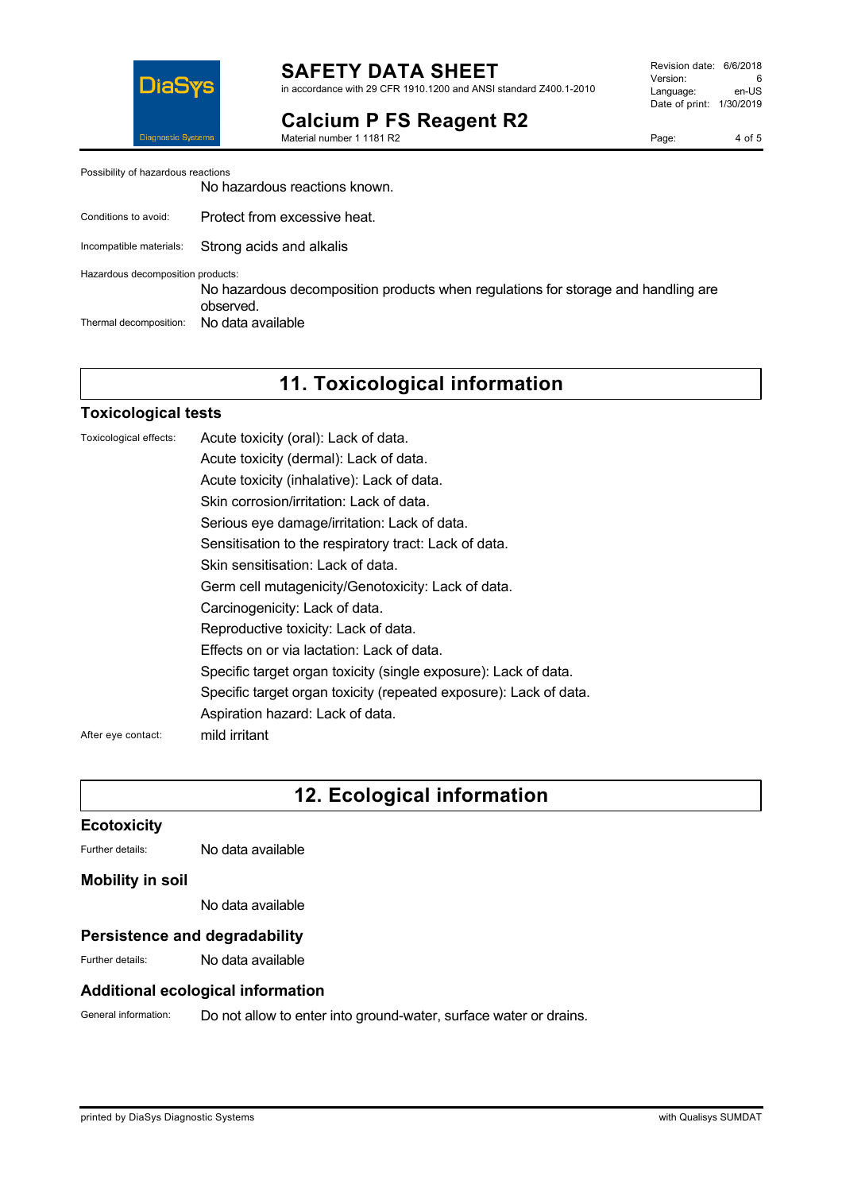Possibility of hazardous reactions

No hazardous reactions known.

Conditions to avoid: Protect from excessive heat.

Incompatible materials: Strong acids and alkalis

Hazardous decomposition products:

No hazardous decomposition products when regulations for storage and handling are observed.

Thermal decomposition: No data available

# 11. Toxicological information

## Toxicological tests

Toxicological effects:
- Acute toxicity (oral): Lack of data.
- Acute toxicity (dermal): Lack of data.
- Acute toxicity (inhalative): Lack of data.
- Skin corrosion/irritation: Lack of data.
- Serious eye damage/irritation: Lack of data.
- Sensitisation to the respiratory tract: Lack of data.
- Skin sensitisation: Lack of data.
- Germ cell mutagenicity/Genotoxicity: Lack of data.
- Carcinogenicity: Lack of data.
- Reproductive toxicity: Lack of data.
- Effects on or via lactation: Lack of data.
- Specific target organ toxicity (single exposure): Lack of data.
- Specific target organ toxicity (repeated exposure): Lack of data.
- Aspiration hazard: Lack of data.

After eye contact: mild irritant

# 12. Ecological information

## Ecotoxicity

Further details: No data available

## Mobility in soil

No data available

## Persistence and degradability

Further details: No data available

## Additional ecological information

General information: Do not allow to enter into ground-water, surface water or drains.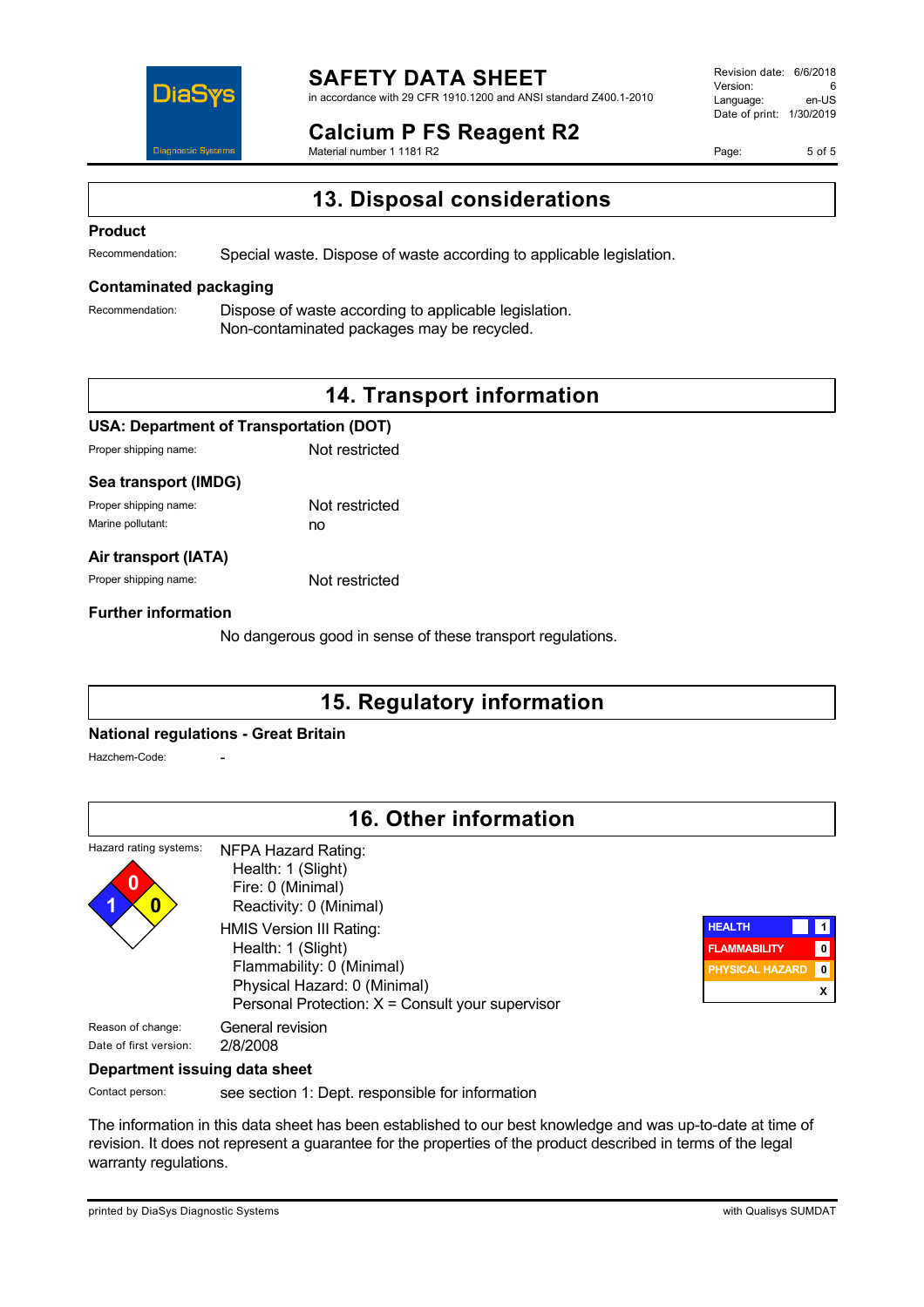## 13. Disposal considerations

### Product

Recommendation: Special waste. Dispose of waste according to applicable legislation.

### Contaminated packaging

Recommendation: Dispose of waste according to applicable legislation.
Non-contaminated packages may be recycled.

## 14. Transport information

### USA: Department of Transportation (DOT)

Proper shipping name: Not restricted

### Sea transport (IMDG)

Proper shipping name: Not restricted
Marine pollutant: no

### Air transport (IATA)

Proper shipping name: Not restricted

### Further information

No dangerous good in sense of these transport regulations.

## 15. Regulatory information

### National regulations - Great Britain

Hazchem-Code: -

## 16. Other information

Hazard rating systems:

NFPA Hazard Rating:
- Health: 1 (Slight)
- Fire: 0 (Minimal)
- Reactivity: 0 (Minimal)

HMIS Version III Rating:
- Health: 1 (Slight)
- Flammability: 0 (Minimal)
- Physical Hazard: 0 (Minimal)
- Personal Protection: X = Consult your supervisor

| | |
|---|---|
| HEALTH | 1 |
| FLAMMABILITY | 0 |
| PHYSICAL HAZARD | 0 |
| | X |

Reason of change: General revision
Date of first version: 2/8/2008

### Department issuing data sheet

Contact person: see section 1: Dept. responsible for information

The information in this data sheet has been established to our best knowledge and was up-to-date at time of revision. It does not represent a guarantee for the properties of the product described in terms of the legal warranty regulations.